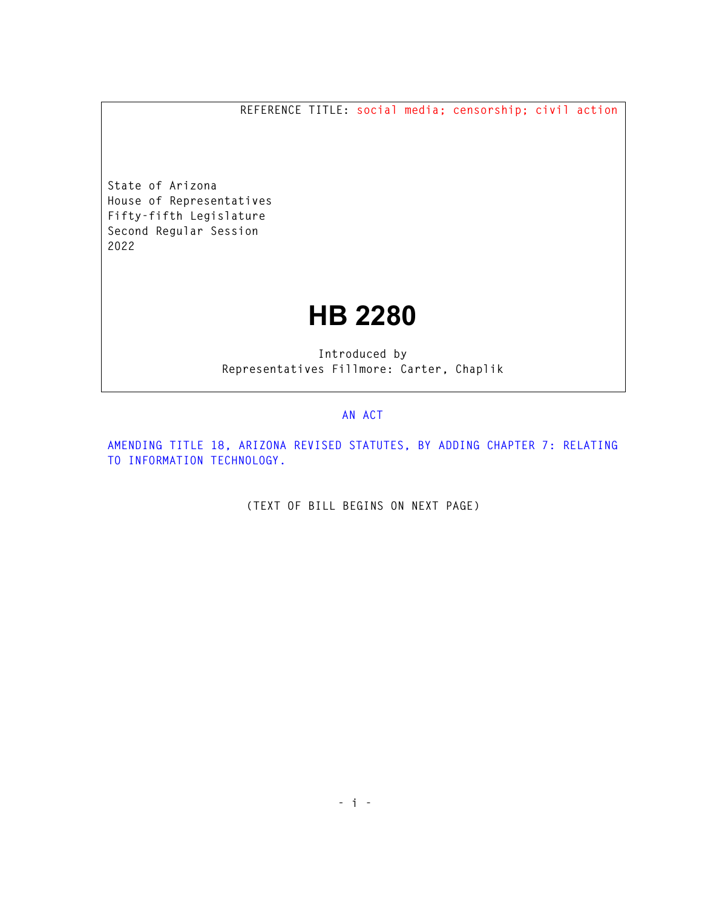REFERENCE TITLE: social media; censorship; civil action

State of Arizona
House of Representatives
Fifty-fifth Legislature
Second Regular Session
2022

# HB 2280

Introduced by
Representatives Fillmore: Carter, Chaplik

AN ACT

AMENDING TITLE 18, ARIZONA REVISED STATUTES, BY ADDING CHAPTER 7; RELATING TO INFORMATION TECHNOLOGY.

(TEXT OF BILL BEGINS ON NEXT PAGE)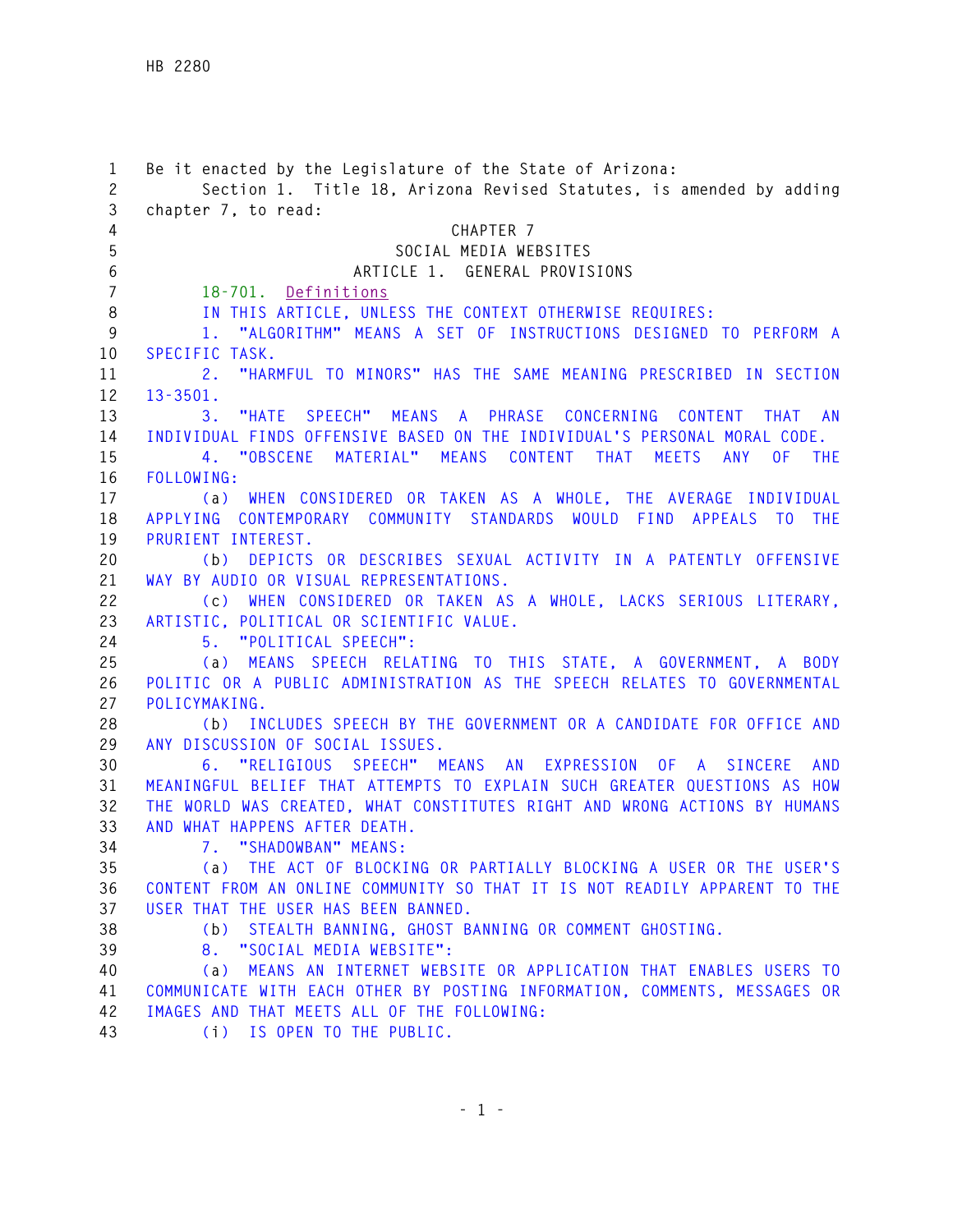Be it enacted by the Legislature of the State of Arizona:

Section 1. Title 18, Arizona Revised Statutes, is amended by adding chapter 7, to read:

CHAPTER 7

SOCIAL MEDIA WEBSITES

ARTICLE 1. GENERAL PROVISIONS

18-701. Definitions

IN THIS ARTICLE, UNLESS THE CONTEXT OTHERWISE REQUIRES:

1. "ALGORITHM" MEANS A SET OF INSTRUCTIONS DESIGNED TO PERFORM A SPECIFIC TASK.

2. "HARMFUL TO MINORS" HAS THE SAME MEANING PRESCRIBED IN SECTION 13-3501.

3. "HATE SPEECH" MEANS A PHRASE CONCERNING CONTENT THAT AN INDIVIDUAL FINDS OFFENSIVE BASED ON THE INDIVIDUAL'S PERSONAL MORAL CODE.

4. "OBSCENE MATERIAL" MEANS CONTENT THAT MEETS ANY OF THE FOLLOWING:

(a) WHEN CONSIDERED OR TAKEN AS A WHOLE, THE AVERAGE INDIVIDUAL APPLYING CONTEMPORARY COMMUNITY STANDARDS WOULD FIND APPEALS TO THE PRURIENT INTEREST.

(b) DEPICTS OR DESCRIBES SEXUAL ACTIVITY IN A PATENTLY OFFENSIVE WAY BY AUDIO OR VISUAL REPRESENTATIONS.

(c) WHEN CONSIDERED OR TAKEN AS A WHOLE, LACKS SERIOUS LITERARY, ARTISTIC, POLITICAL OR SCIENTIFIC VALUE.

5. "POLITICAL SPEECH":

(a) MEANS SPEECH RELATING TO THIS STATE, A GOVERNMENT, A BODY POLITIC OR A PUBLIC ADMINISTRATION AS THE SPEECH RELATES TO GOVERNMENTAL POLICYMAKING.

(b) INCLUDES SPEECH BY THE GOVERNMENT OR A CANDIDATE FOR OFFICE AND ANY DISCUSSION OF SOCIAL ISSUES.

6. "RELIGIOUS SPEECH" MEANS AN EXPRESSION OF A SINCERE AND MEANINGFUL BELIEF THAT ATTEMPTS TO EXPLAIN SUCH GREATER QUESTIONS AS HOW THE WORLD WAS CREATED, WHAT CONSTITUTES RIGHT AND WRONG ACTIONS BY HUMANS AND WHAT HAPPENS AFTER DEATH.

7. "SHADOWBAN" MEANS:

(a) THE ACT OF BLOCKING OR PARTIALLY BLOCKING A USER OR THE USER'S CONTENT FROM AN ONLINE COMMUNITY SO THAT IT IS NOT READILY APPARENT TO THE USER THAT THE USER HAS BEEN BANNED.

(b) STEALTH BANNING, GHOST BANNING OR COMMENT GHOSTING.

8. "SOCIAL MEDIA WEBSITE":

(a) MEANS AN INTERNET WEBSITE OR APPLICATION THAT ENABLES USERS TO COMMUNICATE WITH EACH OTHER BY POSTING INFORMATION, COMMENTS, MESSAGES OR IMAGES AND THAT MEETS ALL OF THE FOLLOWING:

(i) IS OPEN TO THE PUBLIC.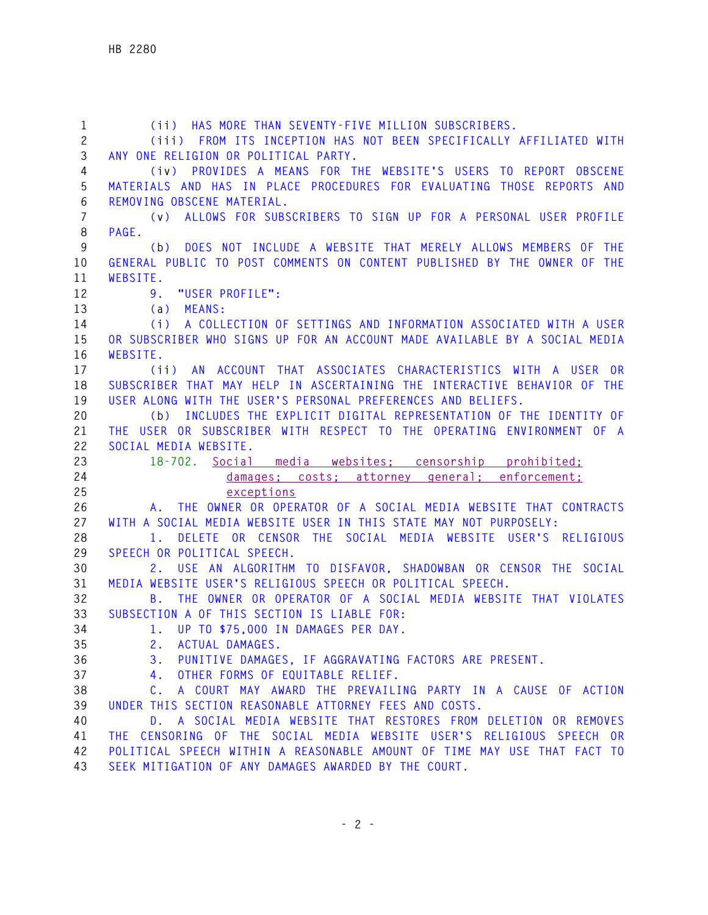(ii) HAS MORE THAN SEVENTY-FIVE MILLION SUBSCRIBERS.

(iii) FROM ITS INCEPTION HAS NOT BEEN SPECIFICALLY AFFILIATED WITH ANY ONE RELIGION OR POLITICAL PARTY.

(iv) PROVIDES A MEANS FOR THE WEBSITE'S USERS TO REPORT OBSCENE MATERIALS AND HAS IN PLACE PROCEDURES FOR EVALUATING THOSE REPORTS AND REMOVING OBSCENE MATERIAL.

(v) ALLOWS FOR SUBSCRIBERS TO SIGN UP FOR A PERSONAL USER PROFILE PAGE.

(b) DOES NOT INCLUDE A WEBSITE THAT MERELY ALLOWS MEMBERS OF THE GENERAL PUBLIC TO POST COMMENTS ON CONTENT PUBLISHED BY THE OWNER OF THE WEBSITE.

9. "USER PROFILE":

(a) MEANS:

(i) A COLLECTION OF SETTINGS AND INFORMATION ASSOCIATED WITH A USER OR SUBSCRIBER WHO SIGNS UP FOR AN ACCOUNT MADE AVAILABLE BY A SOCIAL MEDIA WEBSITE.

(ii) AN ACCOUNT THAT ASSOCIATES CHARACTERISTICS WITH A USER OR SUBSCRIBER THAT MAY HELP IN ASCERTAINING THE INTERACTIVE BEHAVIOR OF THE USER ALONG WITH THE USER'S PERSONAL PREFERENCES AND BELIEFS.

(b) INCLUDES THE EXPLICIT DIGITAL REPRESENTATION OF THE IDENTITY OF THE USER OR SUBSCRIBER WITH RESPECT TO THE OPERATING ENVIRONMENT OF A SOCIAL MEDIA WEBSITE.

18-702. Social media websites; censorship prohibited; damages; costs; attorney general; enforcement; exceptions

A. THE OWNER OR OPERATOR OF A SOCIAL MEDIA WEBSITE THAT CONTRACTS WITH A SOCIAL MEDIA WEBSITE USER IN THIS STATE MAY NOT PURPOSELY:

1. DELETE OR CENSOR THE SOCIAL MEDIA WEBSITE USER'S RELIGIOUS SPEECH OR POLITICAL SPEECH.

2. USE AN ALGORITHM TO DISFAVOR, SHADOWBAN OR CENSOR THE SOCIAL MEDIA WEBSITE USER'S RELIGIOUS SPEECH OR POLITICAL SPEECH.

B. THE OWNER OR OPERATOR OF A SOCIAL MEDIA WEBSITE THAT VIOLATES SUBSECTION A OF THIS SECTION IS LIABLE FOR:

1. UP TO $75,000 IN DAMAGES PER DAY.

2. ACTUAL DAMAGES.

3. PUNITIVE DAMAGES, IF AGGRAVATING FACTORS ARE PRESENT.

4. OTHER FORMS OF EQUITABLE RELIEF.

C. A COURT MAY AWARD THE PREVAILING PARTY IN A CAUSE OF ACTION UNDER THIS SECTION REASONABLE ATTORNEY FEES AND COSTS.

D. A SOCIAL MEDIA WEBSITE THAT RESTORES FROM DELETION OR REMOVES THE CENSORING OF THE SOCIAL MEDIA WEBSITE USER'S RELIGIOUS SPEECH OR POLITICAL SPEECH WITHIN A REASONABLE AMOUNT OF TIME MAY USE THAT FACT TO SEEK MITIGATION OF ANY DAMAGES AWARDED BY THE COURT.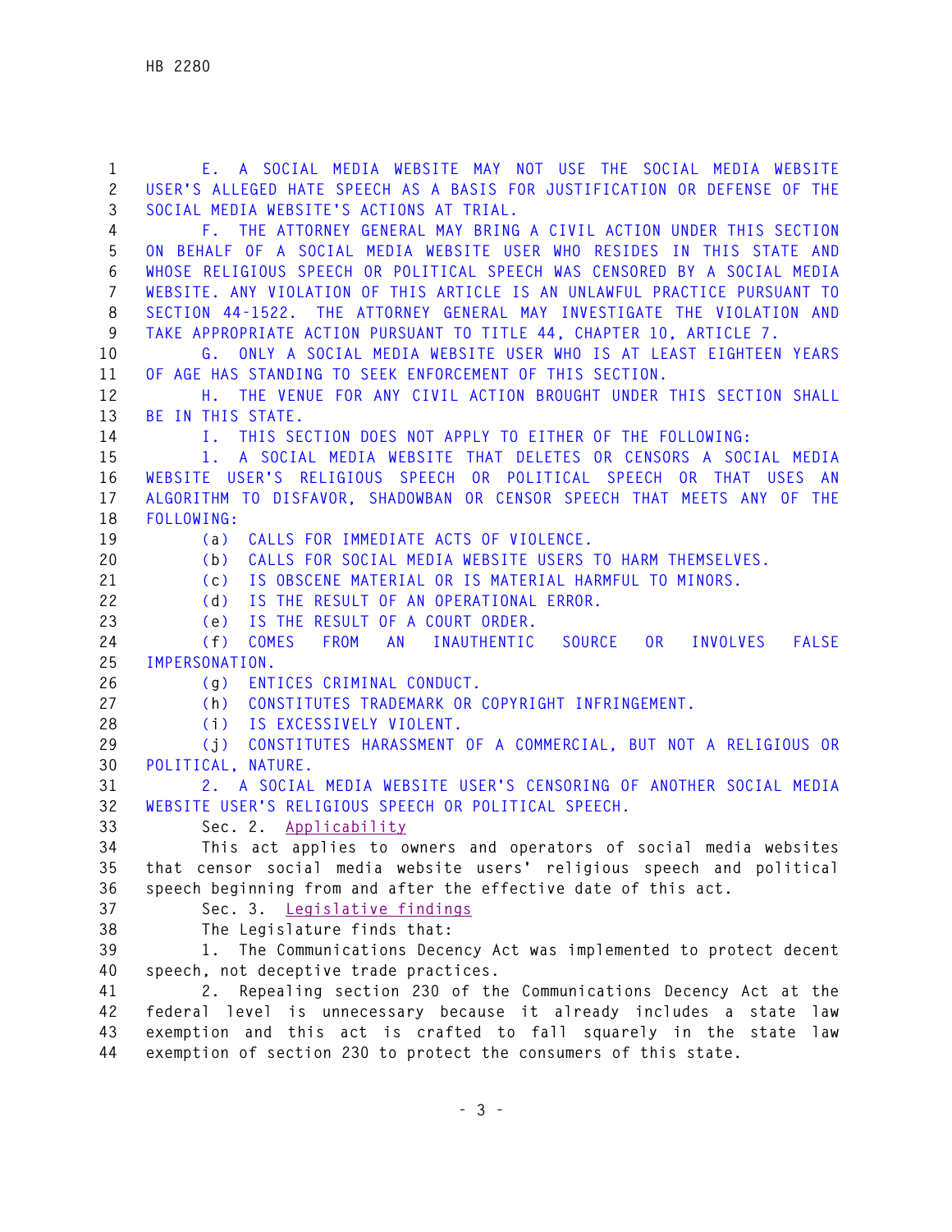E. A SOCIAL MEDIA WEBSITE MAY NOT USE THE SOCIAL MEDIA WEBSITE USER'S ALLEGED HATE SPEECH AS A BASIS FOR JUSTIFICATION OR DEFENSE OF THE SOCIAL MEDIA WEBSITE'S ACTIONS AT TRIAL.

F. THE ATTORNEY GENERAL MAY BRING A CIVIL ACTION UNDER THIS SECTION ON BEHALF OF A SOCIAL MEDIA WEBSITE USER WHO RESIDES IN THIS STATE AND WHOSE RELIGIOUS SPEECH OR POLITICAL SPEECH WAS CENSORED BY A SOCIAL MEDIA WEBSITE. ANY VIOLATION OF THIS ARTICLE IS AN UNLAWFUL PRACTICE PURSUANT TO SECTION 44-1522. THE ATTORNEY GENERAL MAY INVESTIGATE THE VIOLATION AND TAKE APPROPRIATE ACTION PURSUANT TO TITLE 44, CHAPTER 10, ARTICLE 7.

G. ONLY A SOCIAL MEDIA WEBSITE USER WHO IS AT LEAST EIGHTEEN YEARS OF AGE HAS STANDING TO SEEK ENFORCEMENT OF THIS SECTION.

H. THE VENUE FOR ANY CIVIL ACTION BROUGHT UNDER THIS SECTION SHALL BE IN THIS STATE.

I. THIS SECTION DOES NOT APPLY TO EITHER OF THE FOLLOWING:

1. A SOCIAL MEDIA WEBSITE THAT DELETES OR CENSORS A SOCIAL MEDIA WEBSITE USER'S RELIGIOUS SPEECH OR POLITICAL SPEECH OR THAT USES AN ALGORITHM TO DISFAVOR, SHADOWBAN OR CENSOR SPEECH THAT MEETS ANY OF THE FOLLOWING:

(a) CALLS FOR IMMEDIATE ACTS OF VIOLENCE.

(b) CALLS FOR SOCIAL MEDIA WEBSITE USERS TO HARM THEMSELVES.

(c) IS OBSCENE MATERIAL OR IS MATERIAL HARMFUL TO MINORS.

(d) IS THE RESULT OF AN OPERATIONAL ERROR.

(e) IS THE RESULT OF A COURT ORDER.

(f) COMES FROM AN INAUTHENTIC SOURCE OR INVOLVES FALSE IMPERSONATION.

(g) ENTICES CRIMINAL CONDUCT.

(h) CONSTITUTES TRADEMARK OR COPYRIGHT INFRINGEMENT.

(i) IS EXCESSIVELY VIOLENT.

(j) CONSTITUTES HARASSMENT OF A COMMERCIAL, BUT NOT A RELIGIOUS OR POLITICAL, NATURE.

2. A SOCIAL MEDIA WEBSITE USER'S CENSORING OF ANOTHER SOCIAL MEDIA WEBSITE USER'S RELIGIOUS SPEECH OR POLITICAL SPEECH.

Sec. 2. Applicability

This act applies to owners and operators of social media websites that censor social media website users' religious speech and political speech beginning from and after the effective date of this act.

Sec. 3. Legislative findings

The Legislature finds that:

1. The Communications Decency Act was implemented to protect decent speech, not deceptive trade practices.

2. Repealing section 230 of the Communications Decency Act at the federal level is unnecessary because it already includes a state law exemption and this act is crafted to fall squarely in the state law exemption of section 230 to protect the consumers of this state.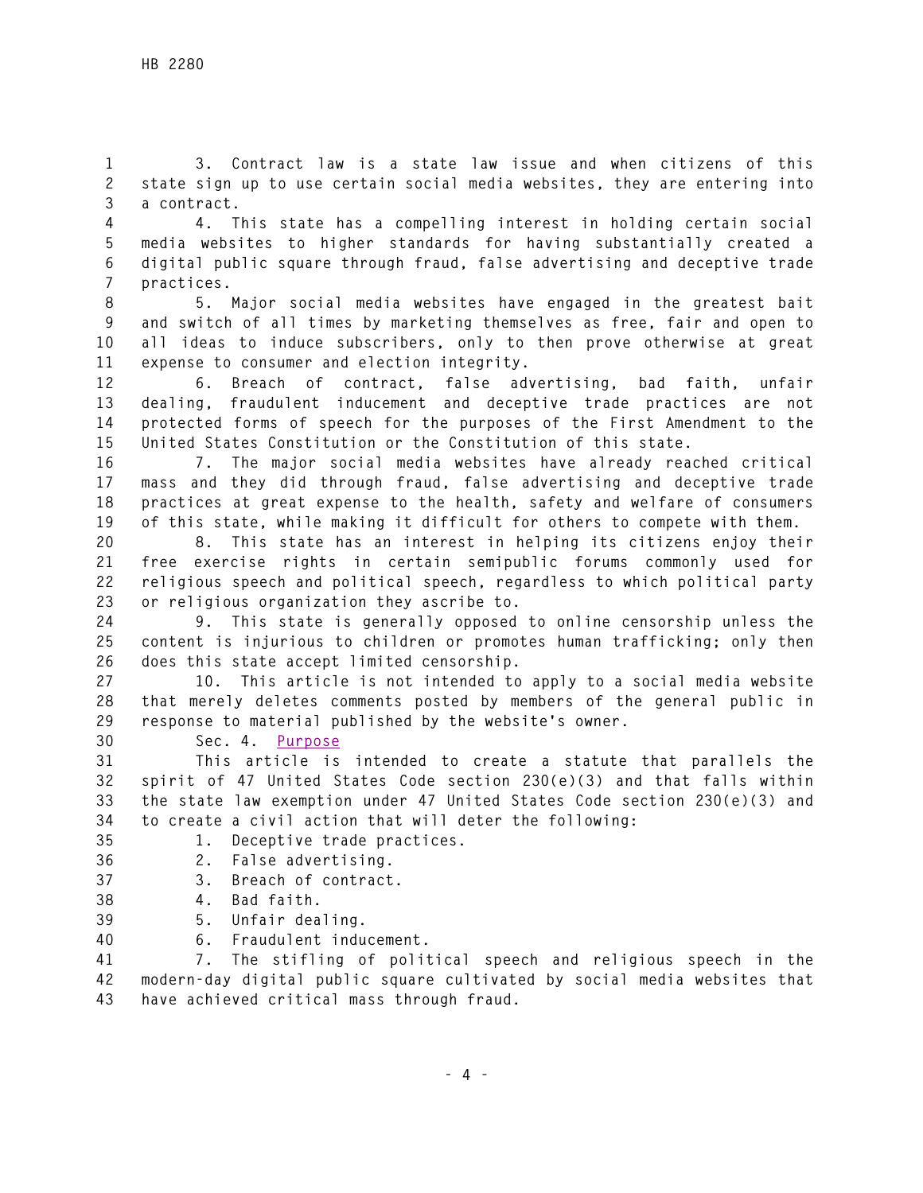3. Contract law is a state law issue and when citizens of this state sign up to use certain social media websites, they are entering into a contract.

4. This state has a compelling interest in holding certain social media websites to higher standards for having substantially created a digital public square through fraud, false advertising and deceptive trade practices.

5. Major social media websites have engaged in the greatest bait and switch of all times by marketing themselves as free, fair and open to all ideas to induce subscribers, only to then prove otherwise at great expense to consumer and election integrity.

6. Breach of contract, false advertising, bad faith, unfair dealing, fraudulent inducement and deceptive trade practices are not protected forms of speech for the purposes of the First Amendment to the United States Constitution or the Constitution of this state.

7. The major social media websites have already reached critical mass and they did through fraud, false advertising and deceptive trade practices at great expense to the health, safety and welfare of consumers of this state, while making it difficult for others to compete with them.

8. This state has an interest in helping its citizens enjoy their free exercise rights in certain semipublic forums commonly used for religious speech and political speech, regardless to which political party or religious organization they ascribe to.

9. This state is generally opposed to online censorship unless the content is injurious to children or promotes human trafficking; only then does this state accept limited censorship.

10. This article is not intended to apply to a social media website that merely deletes comments posted by members of the general public in response to material published by the website's owner.

Sec. 4. Purpose

This article is intended to create a statute that parallels the spirit of 47 United States Code section 230(e)(3) and that falls within the state law exemption under 47 United States Code section 230(e)(3) and to create a civil action that will deter the following:

1. Deceptive trade practices.
2. False advertising.
3. Breach of contract.
4. Bad faith.
5. Unfair dealing.
6. Fraudulent inducement.
7. The stifling of political speech and religious speech in the modern-day digital public square cultivated by social media websites that have achieved critical mass through fraud.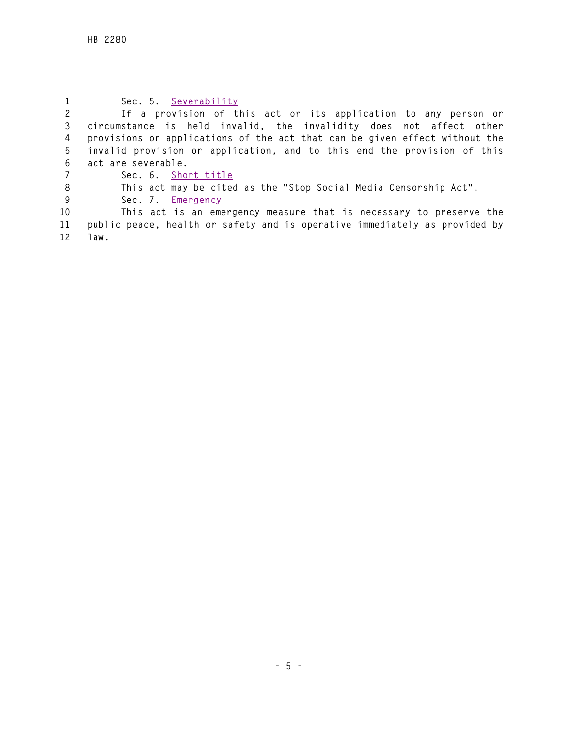Sec. 5. <u>Severability</u>

If a provision of this act or its application to any person or circumstance is held invalid, the invalidity does not affect other provisions or applications of the act that can be given effect without the invalid provision or application, and to this end the provision of this act are severable.

Sec. 6. <u>Short title</u>

This act may be cited as the "Stop Social Media Censorship Act".

Sec. 7. <u>Emergency</u>

This act is an emergency measure that is necessary to preserve the public peace, health or safety and is operative immediately as provided by law.